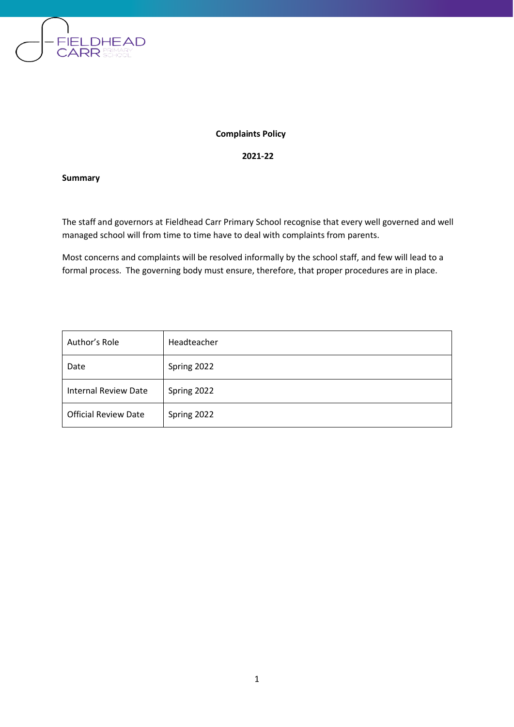# Complaints Policy

## 2021-22

**Summary**

The staff and governors at Fieldhead Carr Primary School recognise that every well governed and well managed school will from time to time have to deal with complaints from parents.

Most concerns and complaints will be resolved informally by the school staff, and few will lead to a formal process. The governing body must ensure, therefore, that proper procedures are in place.

| Author's Role | Headteacher |
|---|---|
| Date | Spring 2022 |
| Internal Review Date | Spring 2022 |
| Official Review Date | Spring 2022 |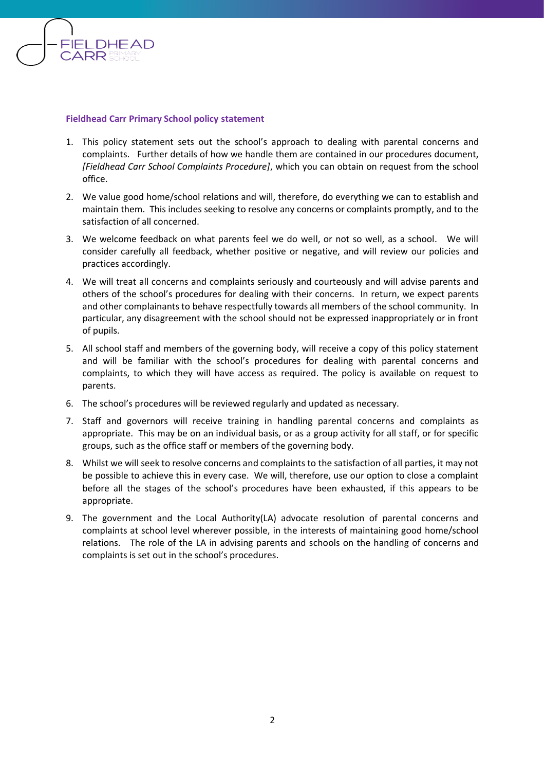### Fieldhead Carr Primary School policy statement

1. This policy statement sets out the school's approach to dealing with parental concerns and complaints. Further details of how we handle them are contained in our procedures document, *[Fieldhead Carr School Complaints Procedure]*, which you can obtain on request from the school office.
2. We value good home/school relations and will, therefore, do everything we can to establish and maintain them. This includes seeking to resolve any concerns or complaints promptly, and to the satisfaction of all concerned.
3. We welcome feedback on what parents feel we do well, or not so well, as a school. We will consider carefully all feedback, whether positive or negative, and will review our policies and practices accordingly.
4. We will treat all concerns and complaints seriously and courteously and will advise parents and others of the school's procedures for dealing with their concerns. In return, we expect parents and other complainants to behave respectfully towards all members of the school community. In particular, any disagreement with the school should not be expressed inappropriately or in front of pupils.
5. All school staff and members of the governing body, will receive a copy of this policy statement and will be familiar with the school's procedures for dealing with parental concerns and complaints, to which they will have access as required. The policy is available on request to parents.
6. The school's procedures will be reviewed regularly and updated as necessary.
7. Staff and governors will receive training in handling parental concerns and complaints as appropriate. This may be on an individual basis, or as a group activity for all staff, or for specific groups, such as the office staff or members of the governing body.
8. Whilst we will seek to resolve concerns and complaints to the satisfaction of all parties, it may not be possible to achieve this in every case. We will, therefore, use our option to close a complaint before all the stages of the school's procedures have been exhausted, if this appears to be appropriate.
9. The government and the Local Authority(LA) advocate resolution of parental concerns and complaints at school level wherever possible, in the interests of maintaining good home/school relations. The role of the LA in advising parents and schools on the handling of concerns and complaints is set out in the school's procedures.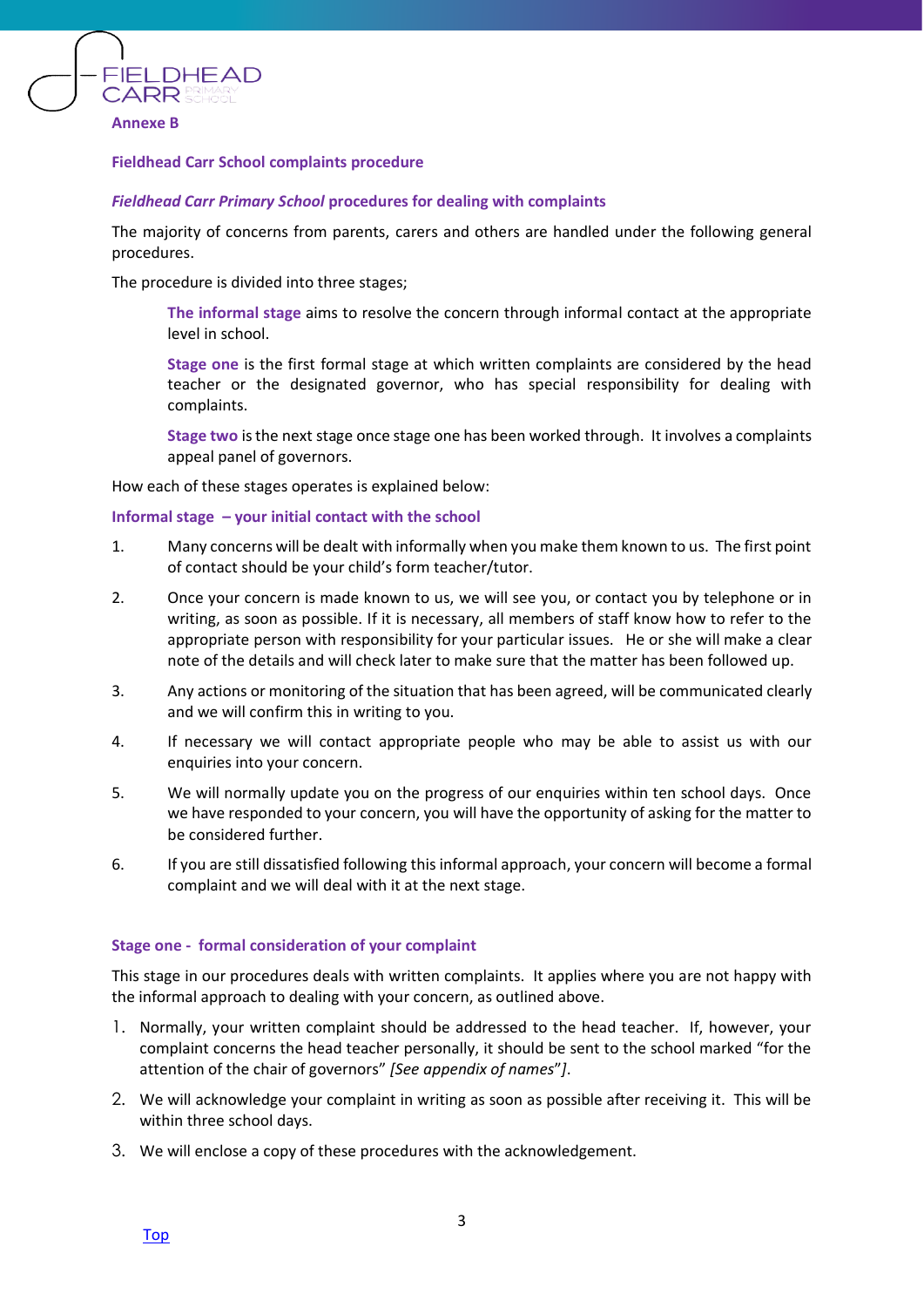**Annexe B**

## Fieldhead Carr School complaints procedure

### *Fieldhead Carr Primary School* procedures for dealing with complaints

The majority of concerns from parents, carers and others are handled under the following general procedures.

The procedure is divided into three stages;

> **The informal stage** aims to resolve the concern through informal contact at the appropriate level in school.
>
> **Stage one** is the first formal stage at which written complaints are considered by the head teacher or the designated governor, who has special responsibility for dealing with complaints.
>
> **Stage two** is the next stage once stage one has been worked through. It involves a complaints appeal panel of governors.

How each of these stages operates is explained below:

### Informal stage – your initial contact with the school

1. Many concerns will be dealt with informally when you make them known to us. The first point of contact should be your child's form teacher/tutor.
2. Once your concern is made known to us, we will see you, or contact you by telephone or in writing, as soon as possible. If it is necessary, all members of staff know how to refer to the appropriate person with responsibility for your particular issues. He or she will make a clear note of the details and will check later to make sure that the matter has been followed up.
3. Any actions or monitoring of the situation that has been agreed, will be communicated clearly and we will confirm this in writing to you.
4. If necessary we will contact appropriate people who may be able to assist us with our enquiries into your concern.
5. We will normally update you on the progress of our enquiries within ten school days. Once we have responded to your concern, you will have the opportunity of asking for the matter to be considered further.
6. If you are still dissatisfied following this informal approach, your concern will become a formal complaint and we will deal with it at the next stage.

### Stage one - formal consideration of your complaint

This stage in our procedures deals with written complaints. It applies where you are not happy with the informal approach to dealing with your concern, as outlined above.

1. Normally, your written complaint should be addressed to the head teacher. If, however, your complaint concerns the head teacher personally, it should be sent to the school marked "for the attention of the chair of governors" *[See appendix of names*"*]*.
2. We will acknowledge your complaint in writing as soon as possible after receiving it. This will be within three school days.
3. We will enclose a copy of these procedures with the acknowledgement.

Top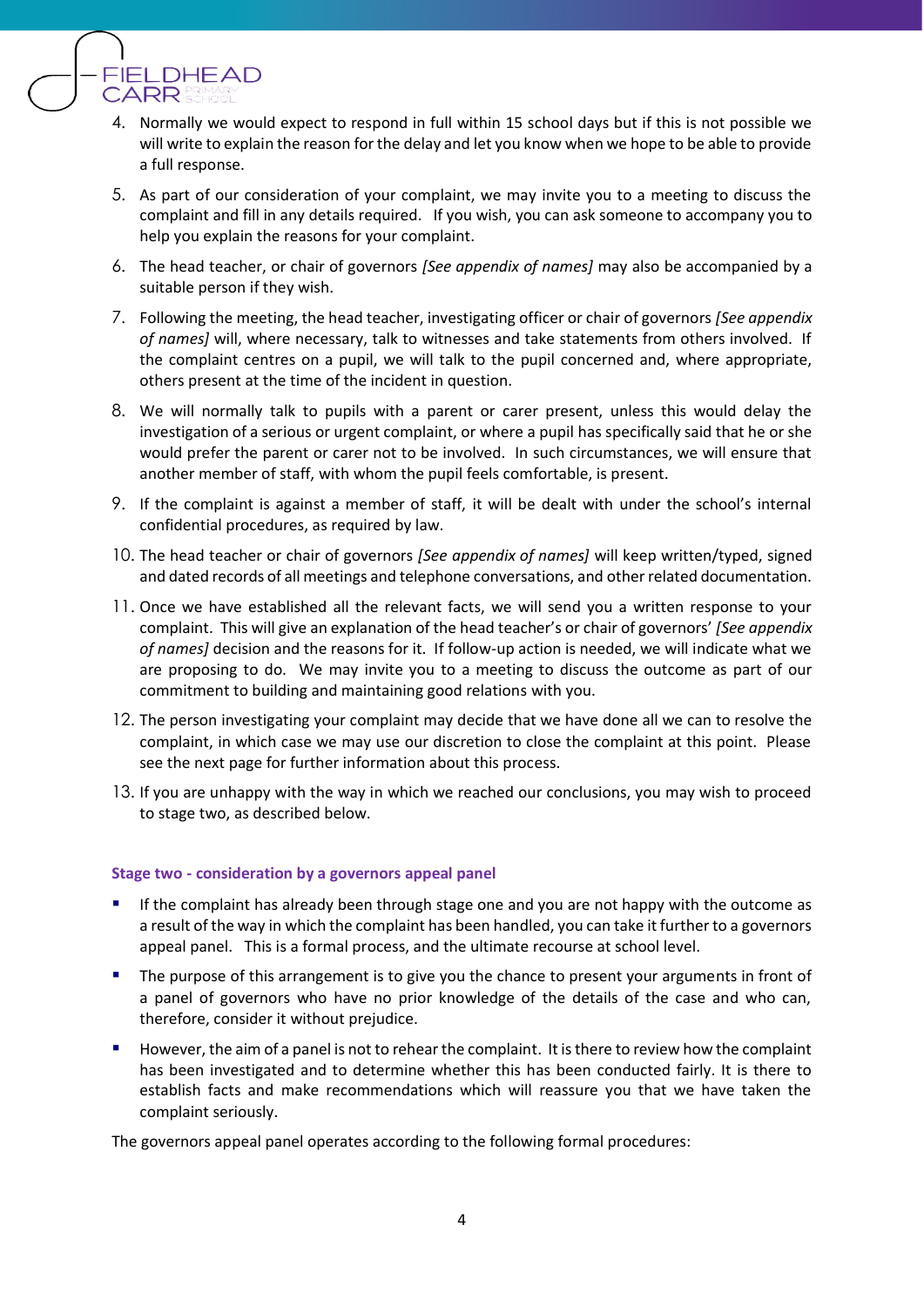4. Normally we would expect to respond in full within 15 school days but if this is not possible we will write to explain the reason for the delay and let you know when we hope to be able to provide a full response.
5. As part of our consideration of your complaint, we may invite you to a meeting to discuss the complaint and fill in any details required. If you wish, you can ask someone to accompany you to help you explain the reasons for your complaint.
6. The head teacher, or chair of governors *[See appendix of names]* may also be accompanied by a suitable person if they wish.
7. Following the meeting, the head teacher, investigating officer or chair of governors *[See appendix of names]* will, where necessary, talk to witnesses and take statements from others involved. If the complaint centres on a pupil, we will talk to the pupil concerned and, where appropriate, others present at the time of the incident in question.
8. We will normally talk to pupils with a parent or carer present, unless this would delay the investigation of a serious or urgent complaint, or where a pupil has specifically said that he or she would prefer the parent or carer not to be involved. In such circumstances, we will ensure that another member of staff, with whom the pupil feels comfortable, is present.
9. If the complaint is against a member of staff, it will be dealt with under the school's internal confidential procedures, as required by law.
10. The head teacher or chair of governors *[See appendix of names]* will keep written/typed, signed and dated records of all meetings and telephone conversations, and other related documentation.
11. Once we have established all the relevant facts, we will send you a written response to your complaint. This will give an explanation of the head teacher's or chair of governors' *[See appendix of names]* decision and the reasons for it. If follow-up action is needed, we will indicate what we are proposing to do. We may invite you to a meeting to discuss the outcome as part of our commitment to building and maintaining good relations with you.
12. The person investigating your complaint may decide that we have done all we can to resolve the complaint, in which case we may use our discretion to close the complaint at this point. Please see the next page for further information about this process.
13. If you are unhappy with the way in which we reached our conclusions, you may wish to proceed to stage two, as described below.

### Stage two - consideration by a governors appeal panel

- If the complaint has already been through stage one and you are not happy with the outcome as a result of the way in which the complaint has been handled, you can take it further to a governors appeal panel. This is a formal process, and the ultimate recourse at school level.
- The purpose of this arrangement is to give you the chance to present your arguments in front of a panel of governors who have no prior knowledge of the details of the case and who can, therefore, consider it without prejudice.
- However, the aim of a panel is not to rehear the complaint. It is there to review how the complaint has been investigated and to determine whether this has been conducted fairly. It is there to establish facts and make recommendations which will reassure you that we have taken the complaint seriously.

The governors appeal panel operates according to the following formal procedures: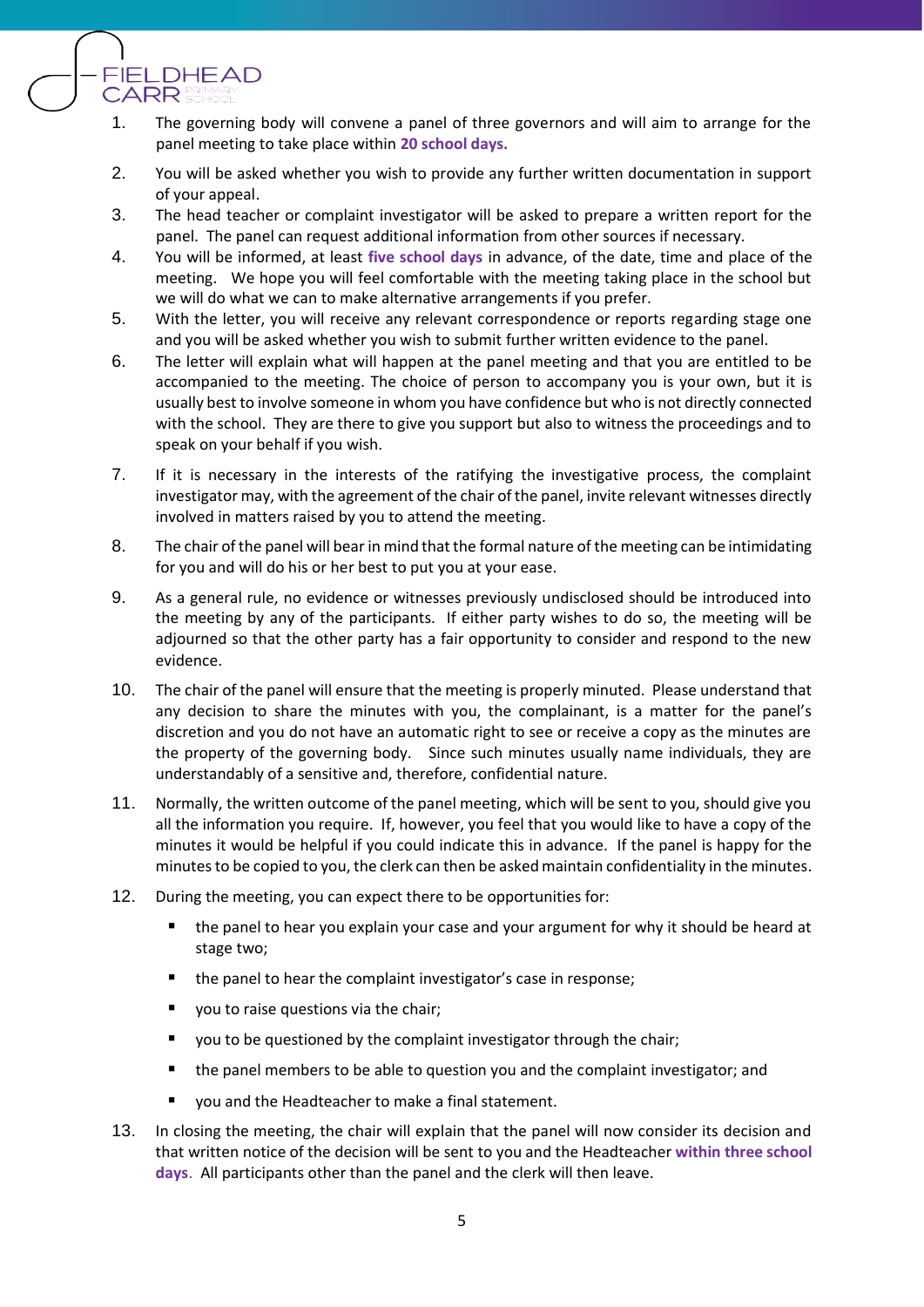1. The governing body will convene a panel of three governors and will aim to arrange for the panel meeting to take place within **20 school days.**
2. You will be asked whether you wish to provide any further written documentation in support of your appeal.
3. The head teacher or complaint investigator will be asked to prepare a written report for the panel. The panel can request additional information from other sources if necessary.
4. You will be informed, at least **five school days** in advance, of the date, time and place of the meeting. We hope you will feel comfortable with the meeting taking place in the school but we will do what we can to make alternative arrangements if you prefer.
5. With the letter, you will receive any relevant correspondence or reports regarding stage one and you will be asked whether you wish to submit further written evidence to the panel.
6. The letter will explain what will happen at the panel meeting and that you are entitled to be accompanied to the meeting. The choice of person to accompany you is your own, but it is usually best to involve someone in whom you have confidence but who is not directly connected with the school. They are there to give you support but also to witness the proceedings and to speak on your behalf if you wish.
7. If it is necessary in the interests of the ratifying the investigative process, the complaint investigator may, with the agreement of the chair of the panel, invite relevant witnesses directly involved in matters raised by you to attend the meeting.
8. The chair of the panel will bear in mind that the formal nature of the meeting can be intimidating for you and will do his or her best to put you at your ease.
9. As a general rule, no evidence or witnesses previously undisclosed should be introduced into the meeting by any of the participants. If either party wishes to do so, the meeting will be adjourned so that the other party has a fair opportunity to consider and respond to the new evidence.
10. The chair of the panel will ensure that the meeting is properly minuted. Please understand that any decision to share the minutes with you, the complainant, is a matter for the panel's discretion and you do not have an automatic right to see or receive a copy as the minutes are the property of the governing body. Since such minutes usually name individuals, they are understandably of a sensitive and, therefore, confidential nature.
11. Normally, the written outcome of the panel meeting, which will be sent to you, should give you all the information you require. If, however, you feel that you would like to have a copy of the minutes it would be helpful if you could indicate this in advance. If the panel is happy for the minutes to be copied to you, the clerk can then be asked maintain confidentiality in the minutes.
12. During the meeting, you can expect there to be opportunities for:
    - the panel to hear you explain your case and your argument for why it should be heard at stage two;
    - the panel to hear the complaint investigator's case in response;
    - you to raise questions via the chair;
    - you to be questioned by the complaint investigator through the chair;
    - the panel members to be able to question you and the complaint investigator; and
    - you and the Headteacher to make a final statement.
13. In closing the meeting, the chair will explain that the panel will now consider its decision and that written notice of the decision will be sent to you and the Headteacher **within three school days**. All participants other than the panel and the clerk will then leave.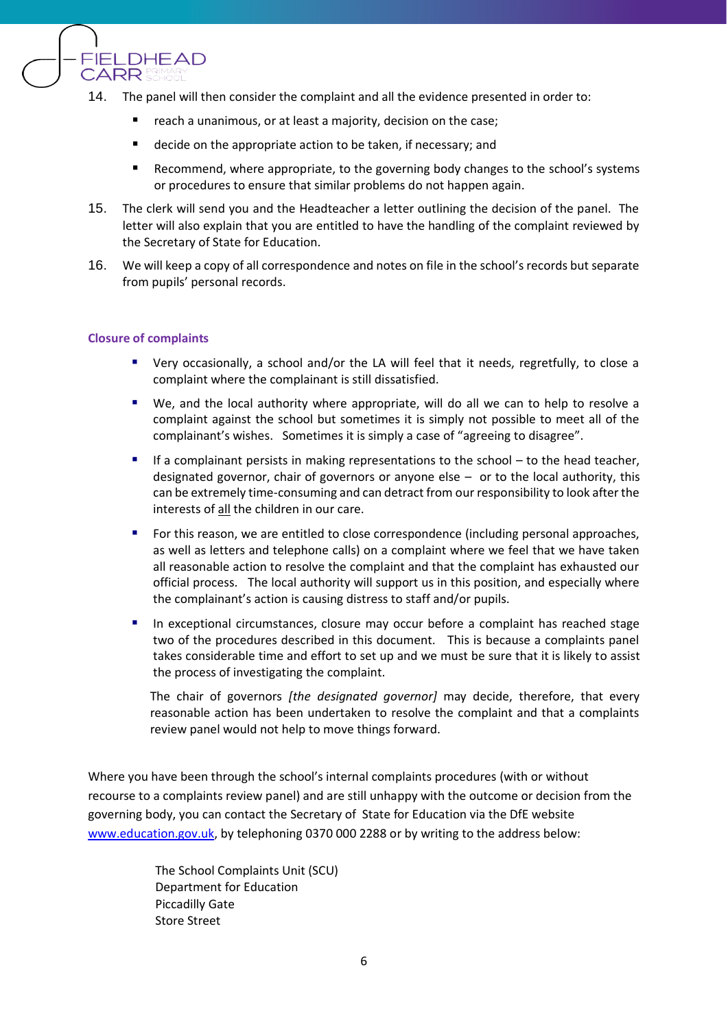14. The panel will then consider the complaint and all the evidence presented in order to:

    - reach a unanimous, or at least a majority, decision on the case;
    - decide on the appropriate action to be taken, if necessary; and
    - Recommend, where appropriate, to the governing body changes to the school's systems or procedures to ensure that similar problems do not happen again.

15. The clerk will send you and the Headteacher a letter outlining the decision of the panel. The letter will also explain that you are entitled to have the handling of the complaint reviewed by the Secretary of State for Education.

16. We will keep a copy of all correspondence and notes on file in the school's records but separate from pupils' personal records.

### Closure of complaints

- Very occasionally, a school and/or the LA will feel that it needs, regretfully, to close a complaint where the complainant is still dissatisfied.
- We, and the local authority where appropriate, will do all we can to help to resolve a complaint against the school but sometimes it is simply not possible to meet all of the complainant's wishes. Sometimes it is simply a case of "agreeing to disagree".
- If a complainant persists in making representations to the school – to the head teacher, designated governor, chair of governors or anyone else – or to the local authority, this can be extremely time-consuming and can detract from our responsibility to look after the interests of <u>all</u> the children in our care.
- For this reason, we are entitled to close correspondence (including personal approaches, as well as letters and telephone calls) on a complaint where we feel that we have taken all reasonable action to resolve the complaint and that the complaint has exhausted our official process. The local authority will support us in this position, and especially where the complainant's action is causing distress to staff and/or pupils.
- In exceptional circumstances, closure may occur before a complaint has reached stage two of the procedures described in this document. This is because a complaints panel takes considerable time and effort to set up and we must be sure that it is likely to assist the process of investigating the complaint.

  The chair of governors *[the designated governor]* may decide, therefore, that every reasonable action has been undertaken to resolve the complaint and that a complaints review panel would not help to move things forward.

Where you have been through the school's internal complaints procedures (with or without recourse to a complaints review panel) and are still unhappy with the outcome or decision from the governing body, you can contact the Secretary of State for Education via the DfE website [www.education.gov.uk](http://www.education.gov.uk), by telephoning 0370 000 2288 or by writing to the address below:

The School Complaints Unit (SCU)
Department for Education
Piccadilly Gate
Store Street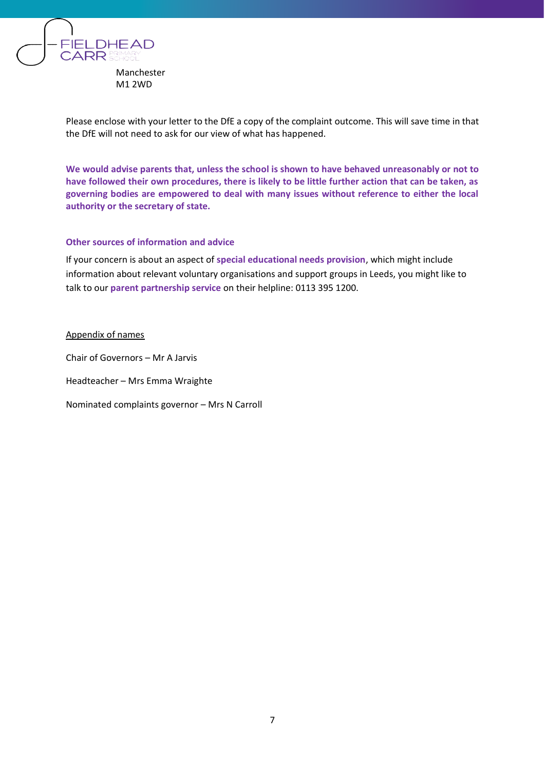Please enclose with your letter to the DfE a copy of the complaint outcome. This will save time in that the DfE will not need to ask for our view of what has happened.

**We would advise parents that, unless the school is shown to have behaved unreasonably or not to have followed their own procedures, there is likely to be little further action that can be taken, as governing bodies are empowered to deal with many issues without reference to either the local authority or the secretary of state.**

### Other sources of information and advice

If your concern is about an aspect of **special educational needs provision**, which might include information about relevant voluntary organisations and support groups in Leeds, you might like to talk to our **parent partnership service** on their helpline: 0113 395 1200.

<u>Appendix of names</u>

Chair of Governors – Mr A Jarvis

Headteacher – Mrs Emma Wraighte

Nominated complaints governor – Mrs N Carroll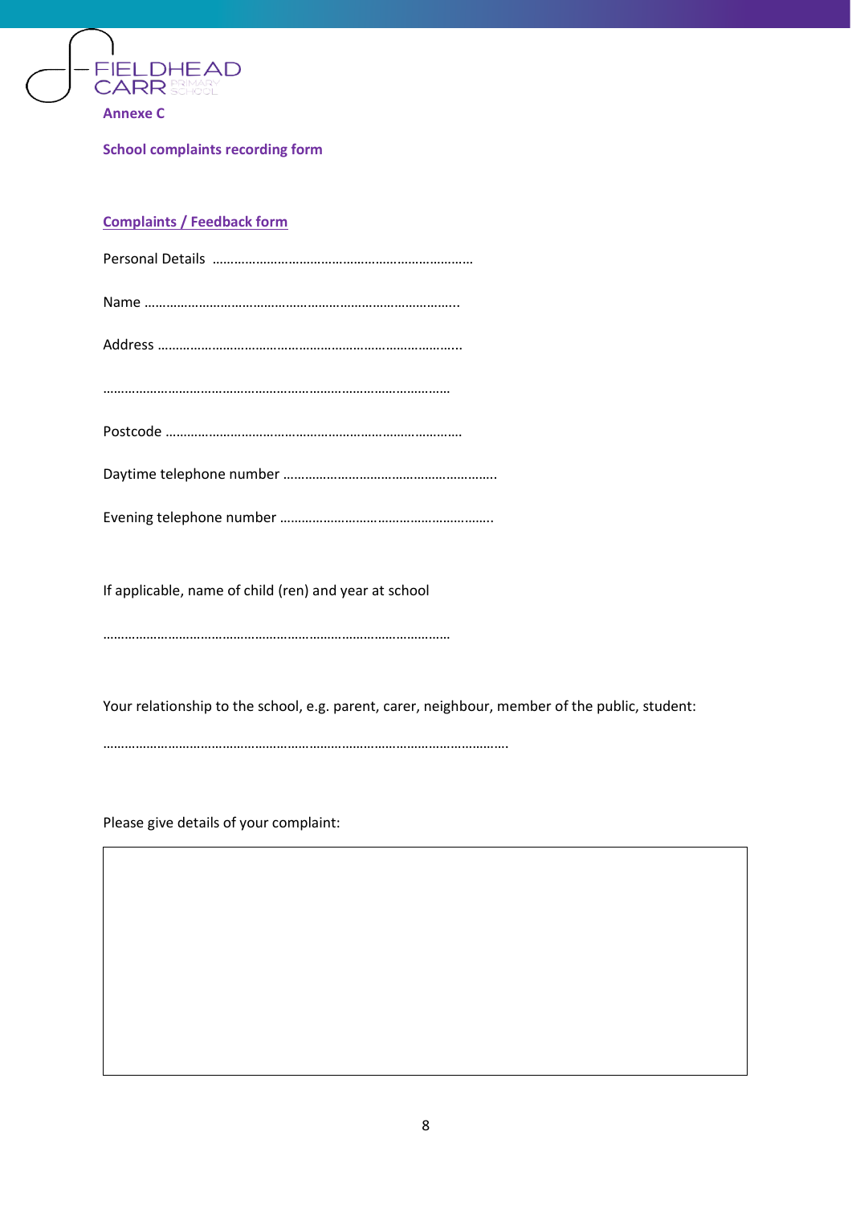FIELDHEAD CARR PRIMARY SCHOOL

**Annexe C**

**School complaints recording form**

**Complaints / Feedback form**

Personal Details ………………………………………………………………

Name …………………………………………………………………………..

Address ………………………………………………………………………..

…………………………………………………………………………………

Postcode ………………………………………………………………………

Daytime telephone number …………………………………………………..

Evening telephone number …………………………………………………..

If applicable, name of child (ren) and year at school

…………………………………………………………………………………

Your relationship to the school, e.g. parent, carer, neighbour, member of the public, student:

……………………………………………………………………………………………….

Please give details of your complaint:

| |
|---|
| |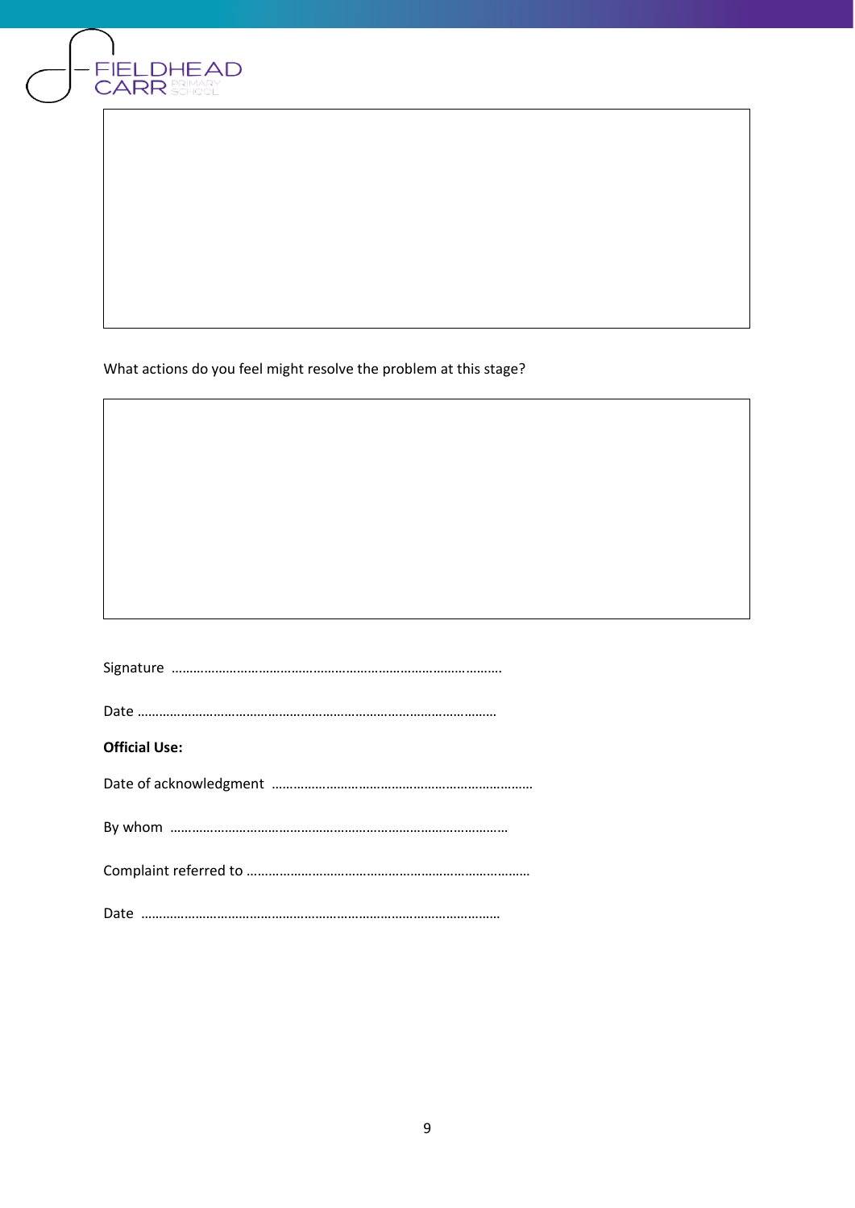What actions do you feel might resolve the problem at this stage?

Signature ……………………………………………………………………………….

Date ………………………………………………………………………………………

**Official Use:**

Date of acknowledgment ………………………………………………………………

By whom …………………………………………………………………………………

Complaint referred to ……………………………………………………………………

Date ………………………………………………………………………………………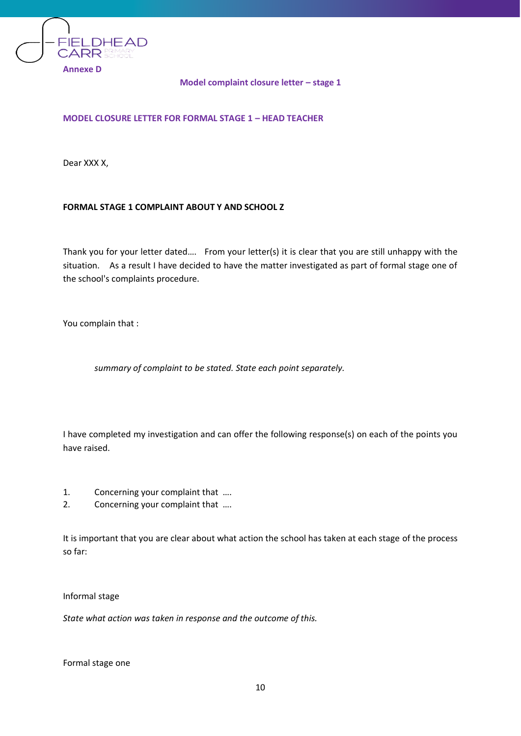**Annexe D**

**Model complaint closure letter – stage 1**

**MODEL CLOSURE LETTER FOR FORMAL STAGE 1 – HEAD TEACHER**

Dear XXX X,

**FORMAL STAGE 1 COMPLAINT ABOUT Y AND SCHOOL Z**

Thank you for your letter dated…. From your letter(s) it is clear that you are still unhappy with the situation. As a result I have decided to have the matter investigated as part of formal stage one of the school's complaints procedure.

You complain that :

> *summary of complaint to be stated. State each point separately.*

I have completed my investigation and can offer the following response(s) on each of the points you have raised.

1. Concerning your complaint that ….
2. Concerning your complaint that ….

It is important that you are clear about what action the school has taken at each stage of the process so far:

Informal stage

*State what action was taken in response and the outcome of this.*

Formal stage one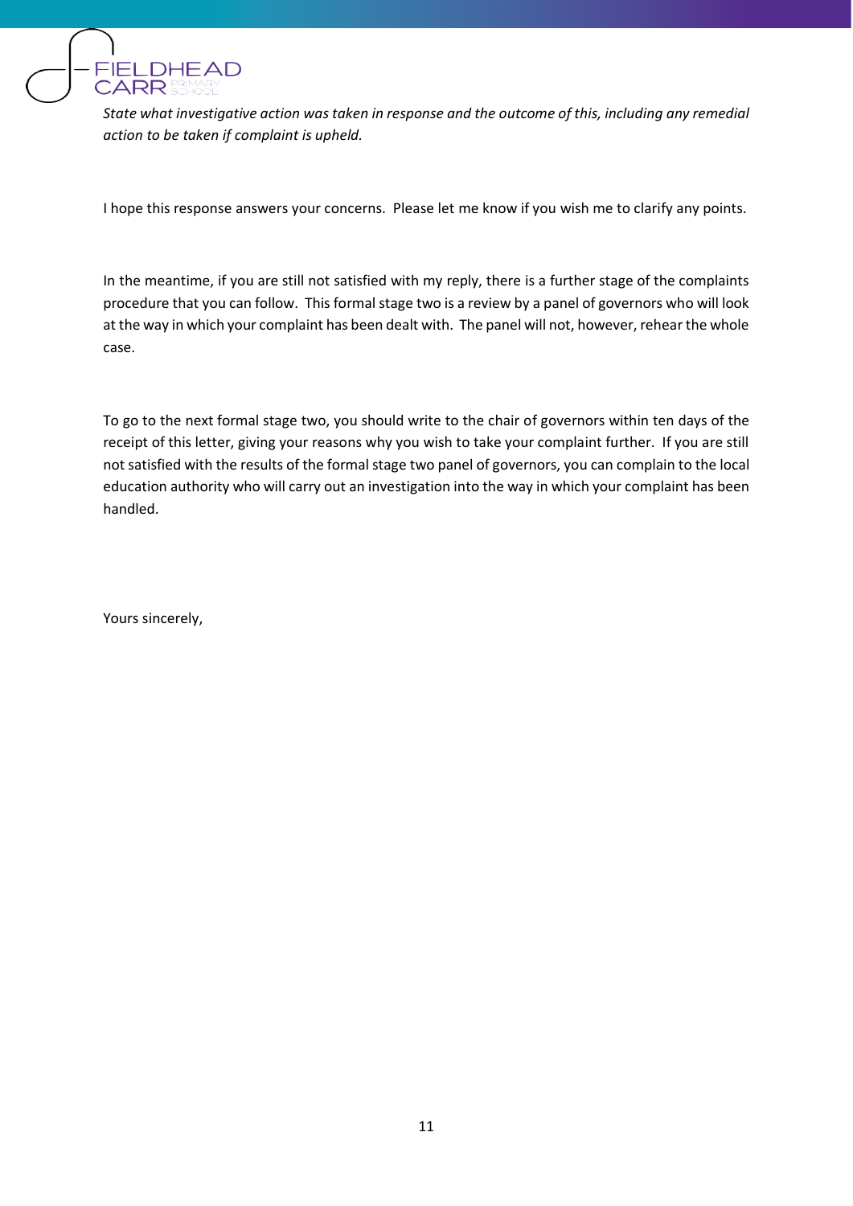*State what investigative action was taken in response and the outcome of this, including any remedial action to be taken if complaint is upheld.*

I hope this response answers your concerns. Please let me know if you wish me to clarify any points.

In the meantime, if you are still not satisfied with my reply, there is a further stage of the complaints procedure that you can follow. This formal stage two is a review by a panel of governors who will look at the way in which your complaint has been dealt with. The panel will not, however, rehear the whole case.

To go to the next formal stage two, you should write to the chair of governors within ten days of the receipt of this letter, giving your reasons why you wish to take your complaint further. If you are still not satisfied with the results of the formal stage two panel of governors, you can complain to the local education authority who will carry out an investigation into the way in which your complaint has been handled.

Yours sincerely,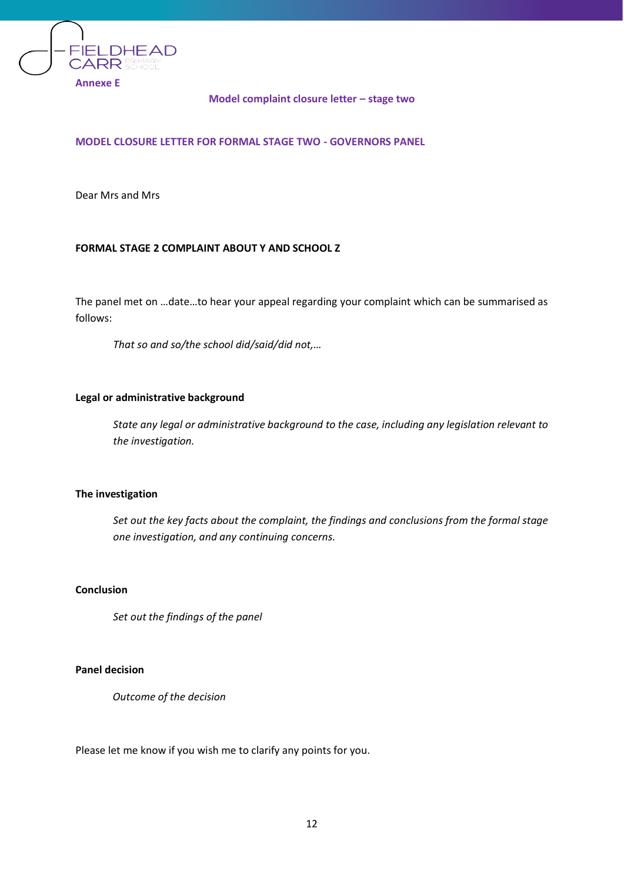**Annexe E**

**Model complaint closure letter – stage two**

## MODEL CLOSURE LETTER FOR FORMAL STAGE TWO - GOVERNORS PANEL

Dear Mrs and Mrs

**FORMAL STAGE 2 COMPLAINT ABOUT Y AND SCHOOL Z**

The panel met on …date…to hear your appeal regarding your complaint which can be summarised as follows:

> *That so and so/the school did/said/did not,…*

**Legal or administrative background**

> *State any legal or administrative background to the case, including any legislation relevant to the investigation.*

**The investigation**

> *Set out the key facts about the complaint, the findings and conclusions from the formal stage one investigation, and any continuing concerns.*

**Conclusion**

> *Set out the findings of the panel*

**Panel decision**

> *Outcome of the decision*

Please let me know if you wish me to clarify any points for you.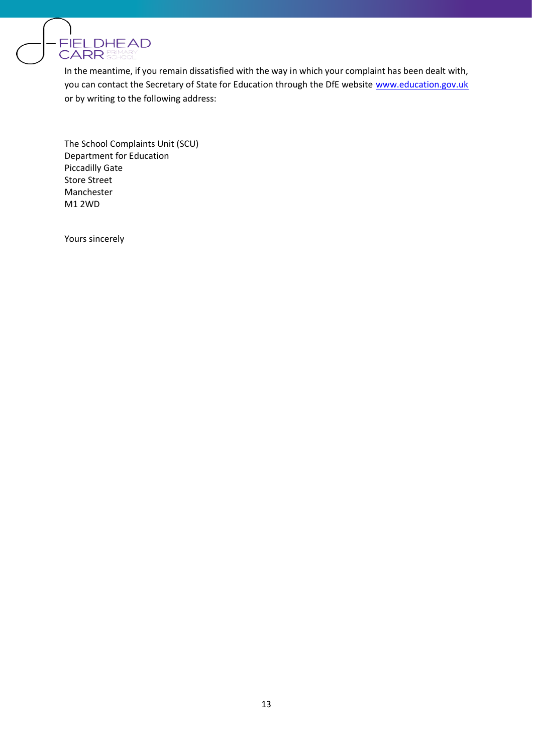In the meantime, if you remain dissatisfied with the way in which your complaint has been dealt with, you can contact the Secretary of State for Education through the DfE website [www.education.gov.uk](http://www.education.gov.uk) or by writing to the following address:

The School Complaints Unit (SCU)
Department for Education
Piccadilly Gate
Store Street
Manchester
M1 2WD

Yours sincerely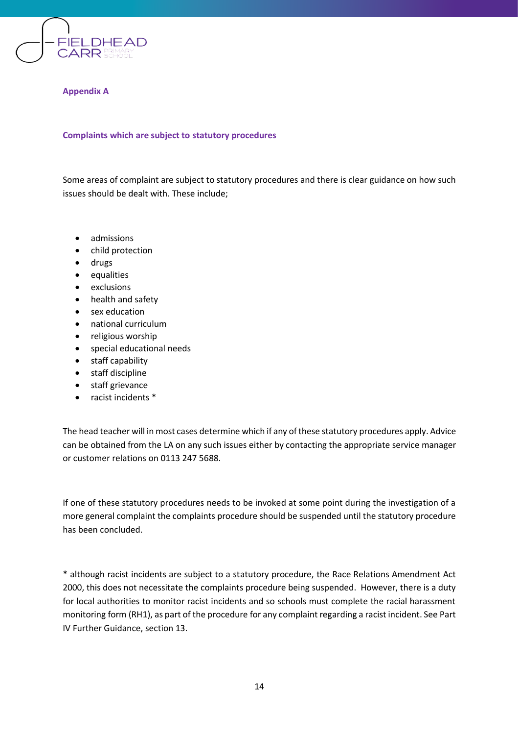## Appendix A

### Complaints which are subject to statutory procedures

Some areas of complaint are subject to statutory procedures and there is clear guidance on how such issues should be dealt with. These include;

- admissions
- child protection
- drugs
- equalities
- exclusions
- health and safety
- sex education
- national curriculum
- religious worship
- special educational needs
- staff capability
- staff discipline
- staff grievance
- racist incidents *

The head teacher will in most cases determine which if any of these statutory procedures apply. Advice can be obtained from the LA on any such issues either by contacting the appropriate service manager or customer relations on 0113 247 5688.

If one of these statutory procedures needs to be invoked at some point during the investigation of a more general complaint the complaints procedure should be suspended until the statutory procedure has been concluded.

* although racist incidents are subject to a statutory procedure, the Race Relations Amendment Act 2000, this does not necessitate the complaints procedure being suspended. However, there is a duty for local authorities to monitor racist incidents and so schools must complete the racial harassment monitoring form (RH1), as part of the procedure for any complaint regarding a racist incident. See Part IV Further Guidance, section 13.